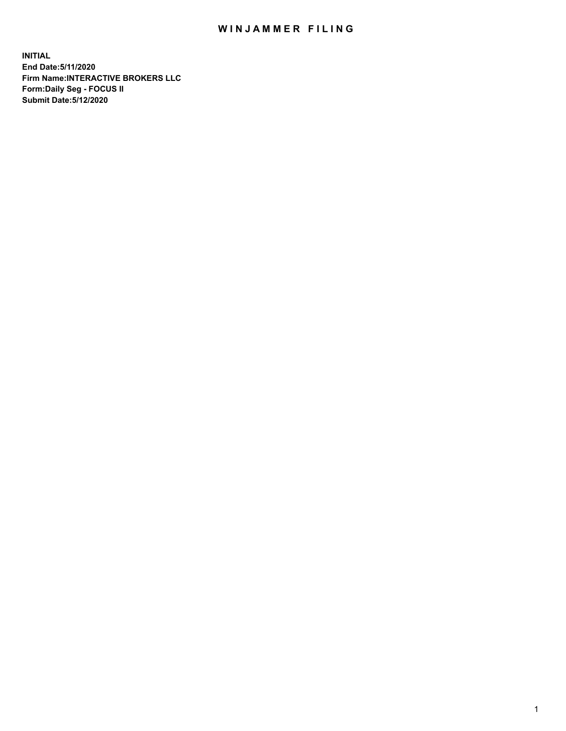# WINJAMMER FILING

**INITIAL**
**End Date:5/11/2020**
**Firm Name:INTERACTIVE BROKERS LLC**
**Form:Daily Seg - FOCUS II**
**Submit Date:5/12/2020**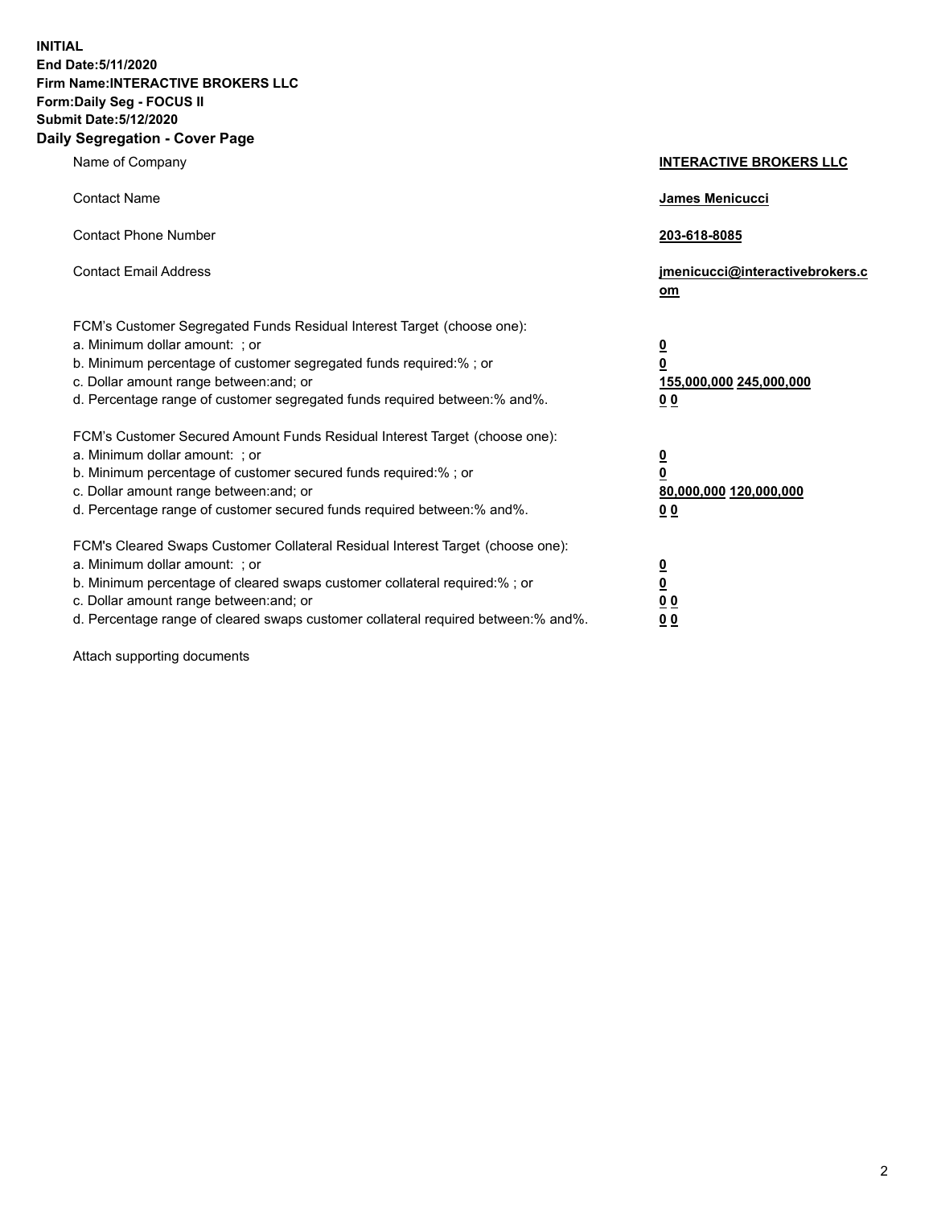**INITIAL**
**End Date:5/11/2020**
**Firm Name:INTERACTIVE BROKERS LLC**
**Form:Daily Seg - FOCUS II**
**Submit Date:5/12/2020**

## Daily Segregation - Cover Page

| | |
|---|---|
| Name of Company | **INTERACTIVE BROKERS LLC** |
| Contact Name | **James Menicucci** |
| Contact Phone Number | **203-618-8085** |
| Contact Email Address | **jmenicucci@interactivebrokers.com** |
| FCM's Customer Segregated Funds Residual Interest Target (choose one): | |
| a. Minimum dollar amount: ; or | **0** |
| b. Minimum percentage of customer segregated funds required:% ; or | **0** |
| c. Dollar amount range between:and; or | **155,000,000 245,000,000** |
| d. Percentage range of customer segregated funds required between:% and%. | **0 0** |
| FCM's Customer Secured Amount Funds Residual Interest Target (choose one): | |
| a. Minimum dollar amount: ; or | **0** |
| b. Minimum percentage of customer secured funds required:% ; or | **0** |
| c. Dollar amount range between:and; or | **80,000,000 120,000,000** |
| d. Percentage range of customer secured funds required between:% and%. | **0 0** |
| FCM's Cleared Swaps Customer Collateral Residual Interest Target (choose one): | |
| a. Minimum dollar amount: ; or | **0** |
| b. Minimum percentage of cleared swaps customer collateral required:% ; or | **0** |
| c. Dollar amount range between:and; or | **0 0** |
| d. Percentage range of cleared swaps customer collateral required between:% and%. | **0 0** |

Attach supporting documents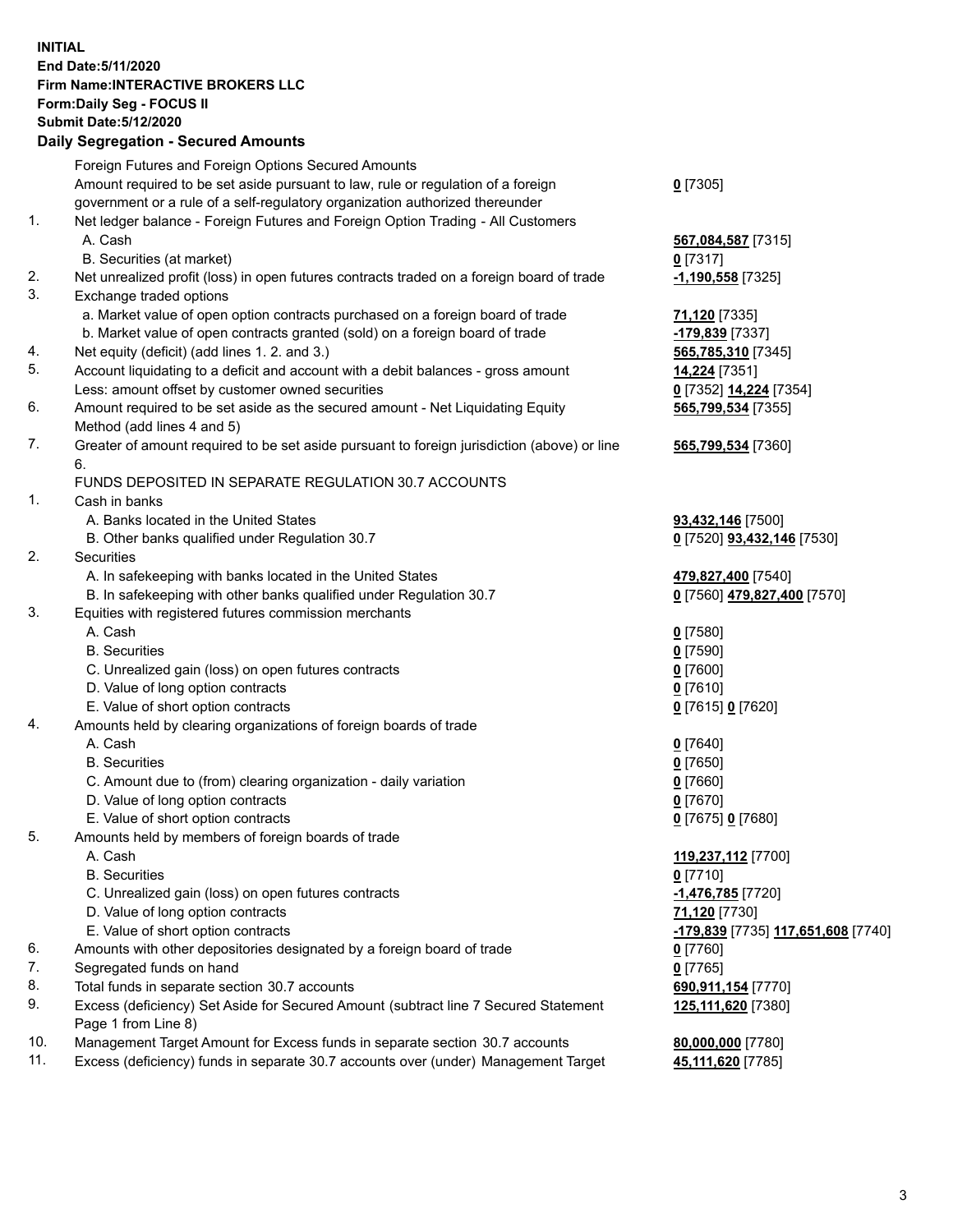**INITIAL**
**End Date:5/11/2020**
**Firm Name:INTERACTIVE BROKERS LLC**
**Form:Daily Seg - FOCUS II**
**Submit Date:5/12/2020**

**Daily Segregation - Secured Amounts**

| | | |
|---|---|---|
| | Foreign Futures and Foreign Options Secured Amounts | |
| | Amount required to be set aside pursuant to law, rule or regulation of a foreign government or a rule of a self-regulatory organization authorized thereunder | **0** [7305] |
| 1. | Net ledger balance - Foreign Futures and Foreign Option Trading - All Customers | |
| | A. Cash | **567,084,587** [7315] |
| | B. Securities (at market) | **0** [7317] |
| 2. | Net unrealized profit (loss) in open futures contracts traded on a foreign board of trade | **-1,190,558** [7325] |
| 3. | Exchange traded options | |
| | a. Market value of open option contracts purchased on a foreign board of trade | **71,120** [7335] |
| | b. Market value of open contracts granted (sold) on a foreign board of trade | **-179,839** [7337] |
| 4. | Net equity (deficit) (add lines 1. 2. and 3.) | **565,785,310** [7345] |
| 5. | Account liquidating to a deficit and account with a debit balances - gross amount | **14,224** [7351] |
| | Less: amount offset by customer owned securities | **0** [7352] **14,224** [7354] |
| 6. | Amount required to be set aside as the secured amount - Net Liquidating Equity Method (add lines 4 and 5) | **565,799,534** [7355] |
| 7. | Greater of amount required to be set aside pursuant to foreign jurisdiction (above) or line 6. | **565,799,534** [7360] |
| | FUNDS DEPOSITED IN SEPARATE REGULATION 30.7 ACCOUNTS | |
| 1. | Cash in banks | |
| | A. Banks located in the United States | **93,432,146** [7500] |
| | B. Other banks qualified under Regulation 30.7 | **0** [7520] **93,432,146** [7530] |
| 2. | Securities | |
| | A. In safekeeping with banks located in the United States | **479,827,400** [7540] |
| | B. In safekeeping with other banks qualified under Regulation 30.7 | **0** [7560] **479,827,400** [7570] |
| 3. | Equities with registered futures commission merchants | |
| | A. Cash | **0** [7580] |
| | B. Securities | **0** [7590] |
| | C. Unrealized gain (loss) on open futures contracts | **0** [7600] |
| | D. Value of long option contracts | **0** [7610] |
| | E. Value of short option contracts | **0** [7615] **0** [7620] |
| 4. | Amounts held by clearing organizations of foreign boards of trade | |
| | A. Cash | **0** [7640] |
| | B. Securities | **0** [7650] |
| | C. Amount due to (from) clearing organization - daily variation | **0** [7660] |
| | D. Value of long option contracts | **0** [7670] |
| | E. Value of short option contracts | **0** [7675] **0** [7680] |
| 5. | Amounts held by members of foreign boards of trade | |
| | A. Cash | **119,237,112** [7700] |
| | B. Securities | **0** [7710] |
| | C. Unrealized gain (loss) on open futures contracts | **-1,476,785** [7720] |
| | D. Value of long option contracts | **71,120** [7730] |
| | E. Value of short option contracts | **-179,839** [7735] **117,651,608** [7740] |
| 6. | Amounts with other depositories designated by a foreign board of trade | **0** [7760] |
| 7. | Segregated funds on hand | **0** [7765] |
| 8. | Total funds in separate section 30.7 accounts | **690,911,154** [7770] |
| 9. | Excess (deficiency) Set Aside for Secured Amount (subtract line 7 Secured Statement Page 1 from Line 8) | **125,111,620** [7380] |
| 10. | Management Target Amount for Excess funds in separate section 30.7 accounts | **80,000,000** [7780] |
| 11. | Excess (deficiency) funds in separate 30.7 accounts over (under) Management Target | **45,111,620** [7785] |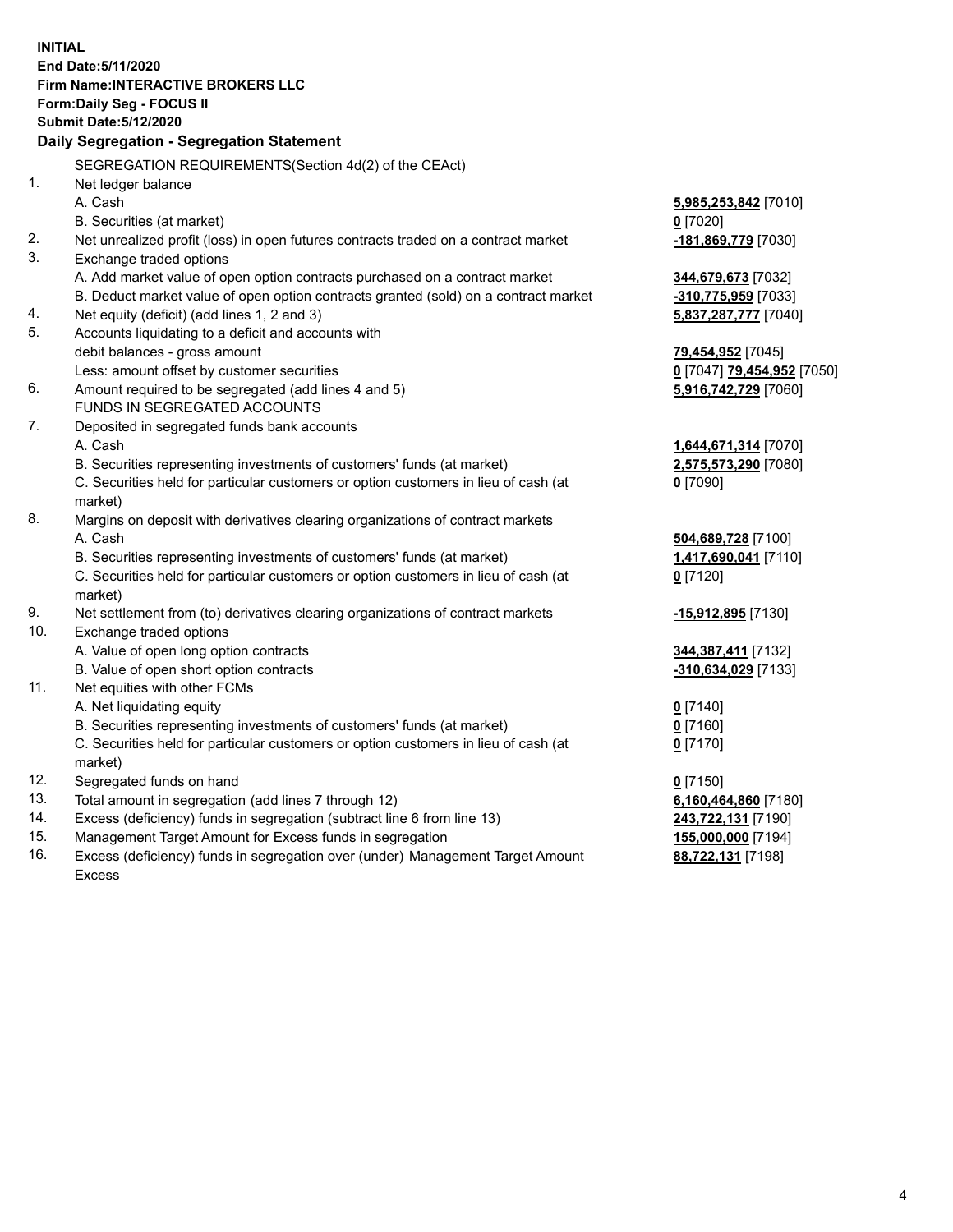**INITIAL**
**End Date:5/11/2020**
**Firm Name:INTERACTIVE BROKERS LLC**
**Form:Daily Seg - FOCUS II**
**Submit Date:5/12/2020**

**Daily Segregation - Segregation Statement**

SEGREGATION REQUIREMENTS(Section 4d(2) of the CEAct)

| | | |
|---|---|---|
| 1. | Net ledger balance | |
| | A. Cash | **5,985,253,842** [7010] |
| | B. Securities (at market) | **0** [7020] |
| 2. | Net unrealized profit (loss) in open futures contracts traded on a contract market | **-181,869,779** [7030] |
| 3. | Exchange traded options | |
| | A. Add market value of open option contracts purchased on a contract market | **344,679,673** [7032] |
| | B. Deduct market value of open option contracts granted (sold) on a contract market | **-310,775,959** [7033] |
| 4. | Net equity (deficit) (add lines 1, 2 and 3) | **5,837,287,777** [7040] |
| 5. | Accounts liquidating to a deficit and accounts with debit balances - gross amount | **79,454,952** [7045] |
| | Less: amount offset by customer securities | **0** [7047] **79,454,952** [7050] |
| 6. | Amount required to be segregated (add lines 4 and 5) | **5,916,742,729** [7060] |
| | FUNDS IN SEGREGATED ACCOUNTS | |
| 7. | Deposited in segregated funds bank accounts | |
| | A. Cash | **1,644,671,314** [7070] |
| | B. Securities representing investments of customers' funds (at market) | **2,575,573,290** [7080] |
| | C. Securities held for particular customers or option customers in lieu of cash (at market) | **0** [7090] |
| 8. | Margins on deposit with derivatives clearing organizations of contract markets | |
| | A. Cash | **504,689,728** [7100] |
| | B. Securities representing investments of customers' funds (at market) | **1,417,690,041** [7110] |
| | C. Securities held for particular customers or option customers in lieu of cash (at market) | **0** [7120] |
| 9. | Net settlement from (to) derivatives clearing organizations of contract markets | **-15,912,895** [7130] |
| 10. | Exchange traded options | |
| | A. Value of open long option contracts | **344,387,411** [7132] |
| | B. Value of open short option contracts | **-310,634,029** [7133] |
| 11. | Net equities with other FCMs | |
| | A. Net liquidating equity | **0** [7140] |
| | B. Securities representing investments of customers' funds (at market) | **0** [7160] |
| | C. Securities held for particular customers or option customers in lieu of cash (at market) | **0** [7170] |
| 12. | Segregated funds on hand | **0** [7150] |
| 13. | Total amount in segregation (add lines 7 through 12) | **6,160,464,860** [7180] |
| 14. | Excess (deficiency) funds in segregation (subtract line 6 from line 13) | **243,722,131** [7190] |
| 15. | Management Target Amount for Excess funds in segregation | **155,000,000** [7194] |
| 16. | Excess (deficiency) funds in segregation over (under) Management Target Amount Excess | **88,722,131** [7198] |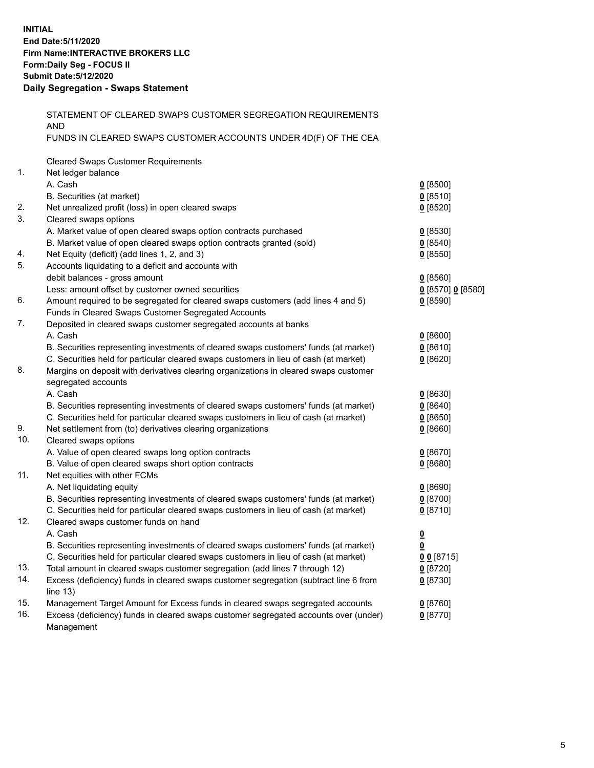**INITIAL**
**End Date:5/11/2020**
**Firm Name:INTERACTIVE BROKERS LLC**
**Form:Daily Seg - FOCUS II**
**Submit Date:5/12/2020**
**Daily Segregation - Swaps Statement**

STATEMENT OF CLEARED SWAPS CUSTOMER SEGREGATION REQUIREMENTS AND FUNDS IN CLEARED SWAPS CUSTOMER ACCOUNTS UNDER 4D(F) OF THE CEA

| | | |
|---|---|---|
| | Cleared Swaps Customer Requirements | |
| 1. | Net ledger balance | |
| | A. Cash | 0 [8500] |
| | B. Securities (at market) | 0 [8510] |
| 2. | Net unrealized profit (loss) in open cleared swaps | 0 [8520] |
| 3. | Cleared swaps options | |
| | A. Market value of open cleared swaps option contracts purchased | 0 [8530] |
| | B. Market value of open cleared swaps option contracts granted (sold) | 0 [8540] |
| 4. | Net Equity (deficit) (add lines 1, 2, and 3) | 0 [8550] |
| 5. | Accounts liquidating to a deficit and accounts with debit balances - gross amount | 0 [8560] |
| | Less: amount offset by customer owned securities | 0 [8570] 0 [8580] |
| 6. | Amount required to be segregated for cleared swaps customers (add lines 4 and 5) | 0 [8590] |
| | Funds in Cleared Swaps Customer Segregated Accounts | |
| 7. | Deposited in cleared swaps customer segregated accounts at banks | |
| | A. Cash | 0 [8600] |
| | B. Securities representing investments of cleared swaps customers' funds (at market) | 0 [8610] |
| | C. Securities held for particular cleared swaps customers in lieu of cash (at market) | 0 [8620] |
| 8. | Margins on deposit with derivatives clearing organizations in cleared swaps customer segregated accounts | |
| | A. Cash | 0 [8630] |
| | B. Securities representing investments of cleared swaps customers' funds (at market) | 0 [8640] |
| | C. Securities held for particular cleared swaps customers in lieu of cash (at market) | 0 [8650] |
| 9. | Net settlement from (to) derivatives clearing organizations | 0 [8660] |
| 10. | Cleared swaps options | |
| | A. Value of open cleared swaps long option contracts | 0 [8670] |
| | B. Value of open cleared swaps short option contracts | 0 [8680] |
| 11. | Net equities with other FCMs | |
| | A. Net liquidating equity | 0 [8690] |
| | B. Securities representing investments of cleared swaps customers' funds (at market) | 0 [8700] |
| | C. Securities held for particular cleared swaps customers in lieu of cash (at market) | 0 [8710] |
| 12. | Cleared swaps customer funds on hand | |
| | A. Cash | 0 |
| | B. Securities representing investments of cleared swaps customers' funds (at market) | 0 |
| | C. Securities held for particular cleared swaps customers in lieu of cash (at market) | 0 0 [8715] |
| 13. | Total amount in cleared swaps customer segregation (add lines 7 through 12) | 0 [8720] |
| 14. | Excess (deficiency) funds in cleared swaps customer segregation (subtract line 6 from line 13) | 0 [8730] |
| 15. | Management Target Amount for Excess funds in cleared swaps segregated accounts | 0 [8760] |
| 16. | Excess (deficiency) funds in cleared swaps customer segregated accounts over (under) Management | 0 [8770] |